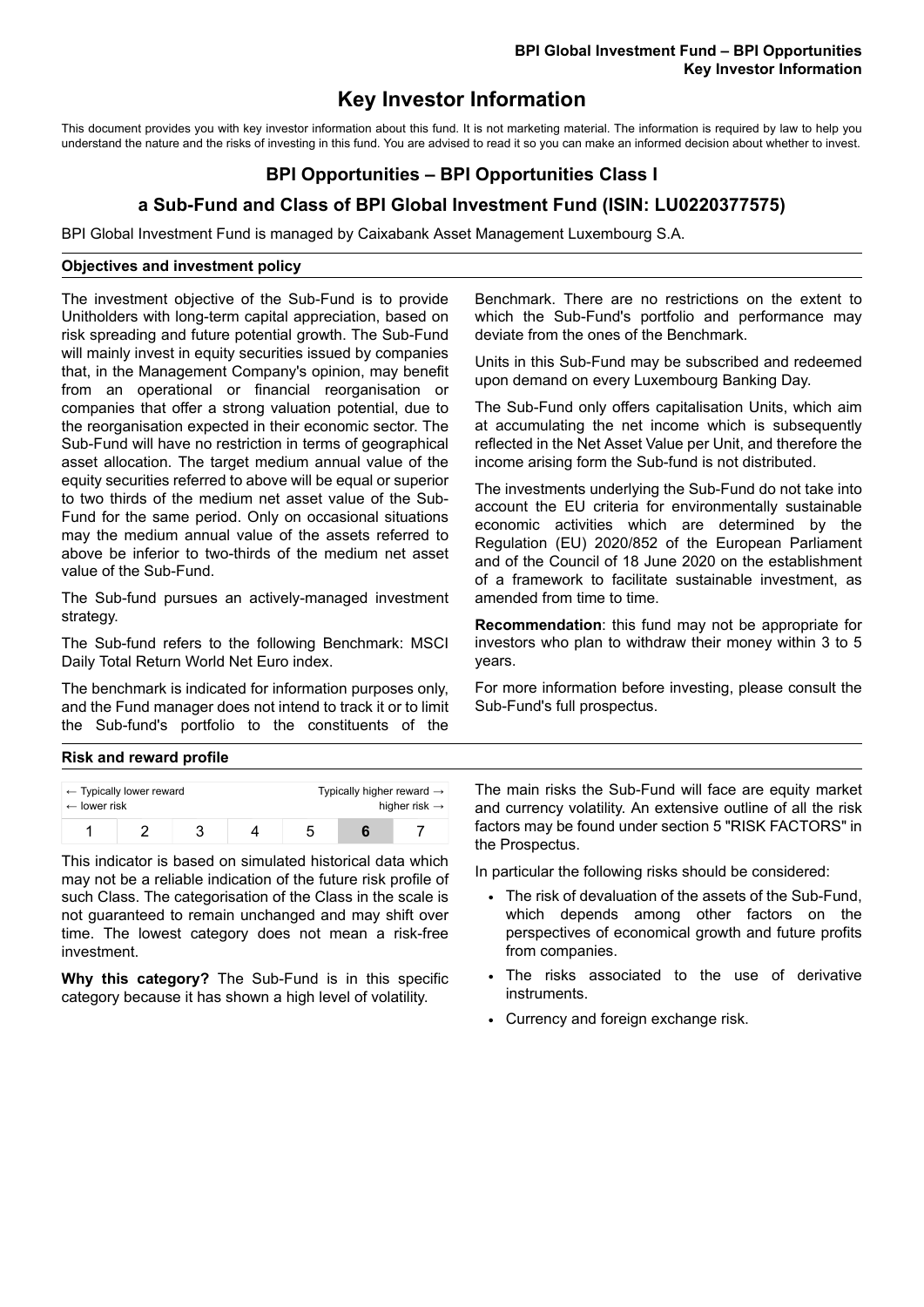# Key Investor Information

This document provides you with key investor information about this fund. It is not marketing material. The information is required by law to help you understand the nature and the risks of investing in this fund. You are advised to read it so you can make an informed decision about whether to invest.

## BPI Opportunities – BPI Opportunities Class I

## a Sub-Fund and Class of BPI Global Investment Fund (ISIN: LU0220377575)

BPI Global Investment Fund is managed by Caixabank Asset Management Luxembourg S.A.

### Objectives and investment policy

The investment objective of the Sub-Fund is to provide Unitholders with long-term capital appreciation, based on risk spreading and future potential growth. The Sub-Fund will mainly invest in equity securities issued by companies that, in the Management Company's opinion, may benefit from an operational or financial reorganisation or companies that offer a strong valuation potential, due to the reorganisation expected in their economic sector. The Sub-Fund will have no restriction in terms of geographical asset allocation. The target medium annual value of the equity securities referred to above will be equal or superior to two thirds of the medium net asset value of the Sub-Fund for the same period. Only on occasional situations may the medium annual value of the assets referred to above be inferior to two-thirds of the medium net asset value of the Sub-Fund.

The Sub-fund pursues an actively-managed investment strategy.

The Sub-fund refers to the following Benchmark: MSCI Daily Total Return World Net Euro index.

The benchmark is indicated for information purposes only, and the Fund manager does not intend to track it or to limit the Sub-fund's portfolio to the constituents of the Benchmark. There are no restrictions on the extent to which the Sub-Fund's portfolio and performance may deviate from the ones of the Benchmark.

Units in this Sub-Fund may be subscribed and redeemed upon demand on every Luxembourg Banking Day.

The Sub-Fund only offers capitalisation Units, which aim at accumulating the net income which is subsequently reflected in the Net Asset Value per Unit, and therefore the income arising form the Sub-fund is not distributed.

The investments underlying the Sub-Fund do not take into account the EU criteria for environmentally sustainable economic activities which are determined by the Regulation (EU) 2020/852 of the European Parliament and of the Council of 18 June 2020 on the establishment of a framework to facilitate sustainable investment, as amended from time to time.

**Recommendation**: this fund may not be appropriate for investors who plan to withdraw their money within 3 to 5 years.

For more information before investing, please consult the Sub-Fund's full prospectus.

### Risk and reward profile

← Typically lower reward
← lower risk

Typically higher reward →
higher risk →

| 1 | 2 | 3 | 4 | 5 | **6** | 7 |
|---|---|---|---|---|---|---|

This indicator is based on simulated historical data which may not be a reliable indication of the future risk profile of such Class. The categorisation of the Class in the scale is not guaranteed to remain unchanged and may shift over time. The lowest category does not mean a risk-free investment.

**Why this category?** The Sub-Fund is in this specific category because it has shown a high level of volatility.

The main risks the Sub-Fund will face are equity market and currency volatility. An extensive outline of all the risk factors may be found under section 5 "RISK FACTORS" in the Prospectus.

In particular the following risks should be considered:

- The risk of devaluation of the assets of the Sub-Fund, which depends among other factors on the perspectives of economical growth and future profits from companies.
- The risks associated to the use of derivative instruments.
- Currency and foreign exchange risk.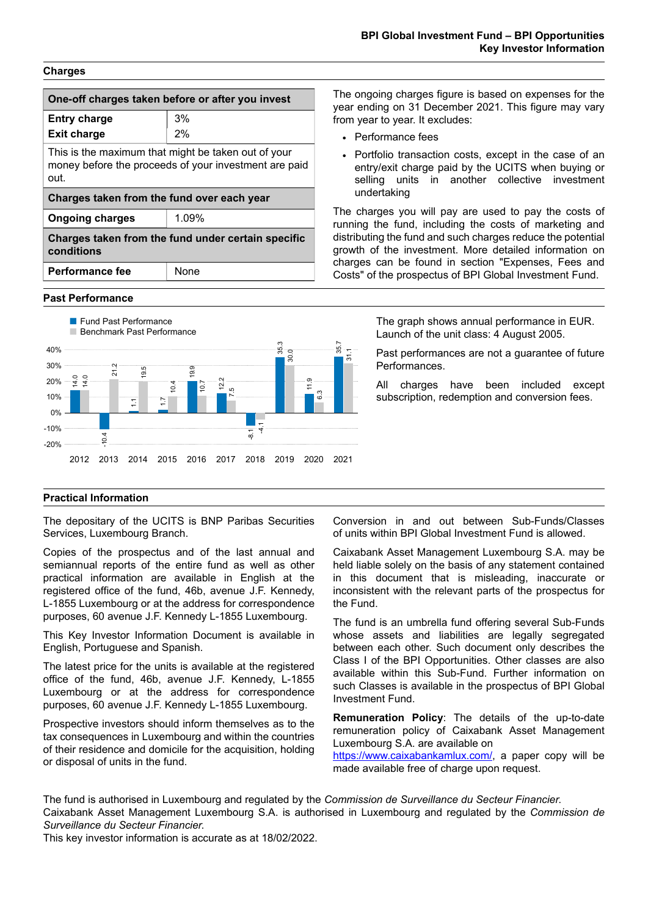## Charges

| One-off charges taken before or after you invest | |
|---|---|
| **Entry charge** | 3% |
| **Exit charge** | 2% |
| This is the maximum that might be taken out of your money before the proceeds of your investment are paid out. | |
| **Charges taken from the fund over each year** | |
| **Ongoing charges** | 1.09% |
| **Charges taken from the fund under certain specific conditions** | |
| **Performance fee** | None |

The ongoing charges figure is based on expenses for the year ending on 31 December 2021. This figure may vary from year to year. It excludes:

- Performance fees
- Portfolio transaction costs, except in the case of an entry/exit charge paid by the UCITS when buying or selling units in another collective investment undertaking

The charges you will pay are used to pay the costs of running the fund, including the costs of marketing and distributing the fund and such charges reduce the potential growth of the investment. More detailed information on charges can be found in section "Expenses, Fees and Costs" of the prospectus of BPI Global Investment Fund.

## Past Performance

Fund Past Performance
Benchmark Past Performance

40%
30%
20%
10%
0%
-10%
-20%

2012: 14.0, 14.0
2013: -10.4, 21.2
2014: 1.1, 19.5
2015: 1.7, 10.4
2016: 19.9, 10.7
2017: 12.2, 7.5
2018: -8.1, -4.1
2019: 35.3, 30.0
2020: 11.9, 6.3
2021: 35.7, 31.1

The graph shows annual performance in EUR. Launch of the unit class: 4 August 2005.

Past performances are not a guarantee of future Performances.

All charges have been included except subscription, redemption and conversion fees.

## Practical Information

The depositary of the UCITS is BNP Paribas Securities Services, Luxembourg Branch.

Copies of the prospectus and of the last annual and semiannual reports of the entire fund as well as other practical information are available in English at the registered office of the fund, 46b, avenue J.F. Kennedy, L-1855 Luxembourg or at the address for correspondence purposes, 60 avenue J.F. Kennedy L-1855 Luxembourg.

This Key Investor Information Document is available in English, Portuguese and Spanish.

The latest price for the units is available at the registered office of the fund, 46b, avenue J.F. Kennedy, L-1855 Luxembourg or at the address for correspondence purposes, 60 avenue J.F. Kennedy L-1855 Luxembourg.

Prospective investors should inform themselves as to the tax consequences in Luxembourg and within the countries of their residence and domicile for the acquisition, holding or disposal of units in the fund.

Conversion in and out between Sub-Funds/Classes of units within BPI Global Investment Fund is allowed.

Caixabank Asset Management Luxembourg S.A. may be held liable solely on the basis of any statement contained in this document that is misleading, inaccurate or inconsistent with the relevant parts of the prospectus for the Fund.

The fund is an umbrella fund offering several Sub-Funds whose assets and liabilities are legally segregated between each other. Such document only describes the Class I of the BPI Opportunities. Other classes are also available within this Sub-Fund. Further information on such Classes is available in the prospectus of BPI Global Investment Fund.

**Remuneration Policy**: The details of the up-to-date remuneration policy of Caixabank Asset Management Luxembourg S.A. are available on https://www.caixabankamlux.com/, a paper copy will be made available free of charge upon request.

The fund is authorised in Luxembourg and regulated by the *Commission de Surveillance du Secteur Financier.*
Caixabank Asset Management Luxembourg S.A. is authorised in Luxembourg and regulated by the *Commission de Surveillance du Secteur Financier.*
This key investor information is accurate as at 18/02/2022.